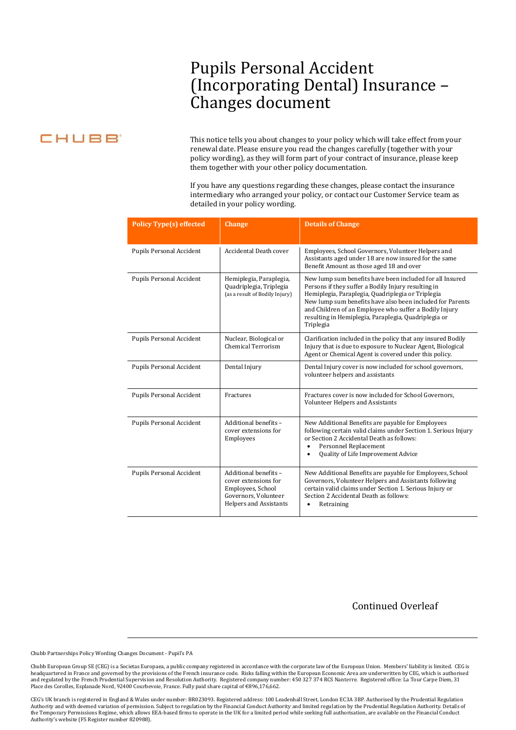# Pupils Personal Accident (Incorporating Dental) Insurance – Changes document

CHUBB

This notice tells you about changes to your policy which will take effect from your renewal date. Please ensure you read the changes carefully (together with your policy wording), as they will form part of your contract of insurance, please keep them together with your other policy documentation.

If you have any questions regarding these changes, please contact the insurance intermediary who arranged your policy, or contact our Customer Service team as detailed in your policy wording.

| Policy Type(s) effected | Change | Details of Change |
|---|---|---|
| Pupils Personal Accident | Accidental Death cover | Employees, School Governors, Volunteer Helpers and Assistants aged under 18 are now insured for the same Benefit Amount as those aged 18 and over |
| Pupils Personal Accident | Hemiplegia, Paraplegia, Quadriplegia, Triplegia (as a result of Bodily Injury) | New lump sum benefits have been included for all Insured Persons if they suffer a Bodily Injury resulting in Hemiplegia, Paraplegia, Quadriplegia or Triplegia<br>New lump sum benefits have also been included for Parents and Children of an Employee who suffer a Bodily Injury resulting in Hemiplegia, Paraplegia, Quadriplegia or Triplegia |
| Pupils Personal Accident | Nuclear, Biological or Chemical Terrorism | Clarification included in the policy that any insured Bodily Injury that is due to exposure to Nuclear Agent, Biological Agent or Chemical Agent is covered under this policy. |
| Pupils Personal Accident | Dental Injury | Dental Injury cover is now included for school governors, volunteer helpers and assistants |
| Pupils Personal Accident | Fractures | Fractures cover is now included for School Governors, Volunteer Helpers and Assistants |
| Pupils Personal Accident | Additional benefits – cover extensions for Employees | New Additional Benefits are payable for Employees following certain valid claims under Section 1. Serious Injury or Section 2 Accidental Death as follows:<br>• Personnel Replacement<br>• Quality of Life Improvement Advice |
| Pupils Personal Accident | Additional benefits – cover extensions for Employees, School Governors, Volunteer Helpers and Assistants | New Additional Benefits are payable for Employees, School Governors, Volunteer Helpers and Assistants following certain valid claims under Section 1. Serious Injury or Section 2 Accidental Death as follows:<br>• Retraining |

Continued Overleaf

Chubb Partnerships Policy Wording Changes Document - Pupil's PA

Chubb European Group SE (CEG) is a Societas Europaea, a public company registered in accordance with the corporate law of the European Union. Members' liability is limited. CEG is headquartered in France and governed by the provisions of the French insurance code. Risks falling within the European Economic Area are underwritten by CEG, which is authorised and regulated by the French Prudential Supervision and Resolution Authority. Registered company number: 450 327 374 RCS Nanterre. Registered office: La Tour Carpe Diem, 31 Place des Corolles, Esplanade Nord, 92400 Courbevoie, France. Fully paid share capital of €896,176,662.

CEG's UK branch is registered in England & Wales under number: BR023093. Registered address: 100 Leadenhall Street, London EC3A 3BP. Authorised by the Prudential Regulation Authority and with deemed variation of permission. Subject to regulation by the Financial Conduct Authority and limited regulation by the Prudential Regulation Authority. Details of the Temporary Permissions Regime, which allows EEA-based firms to operate in the UK for a limited period while seeking full authorisation, are available on the Financial Conduct Authority's website (FS Register number 820988).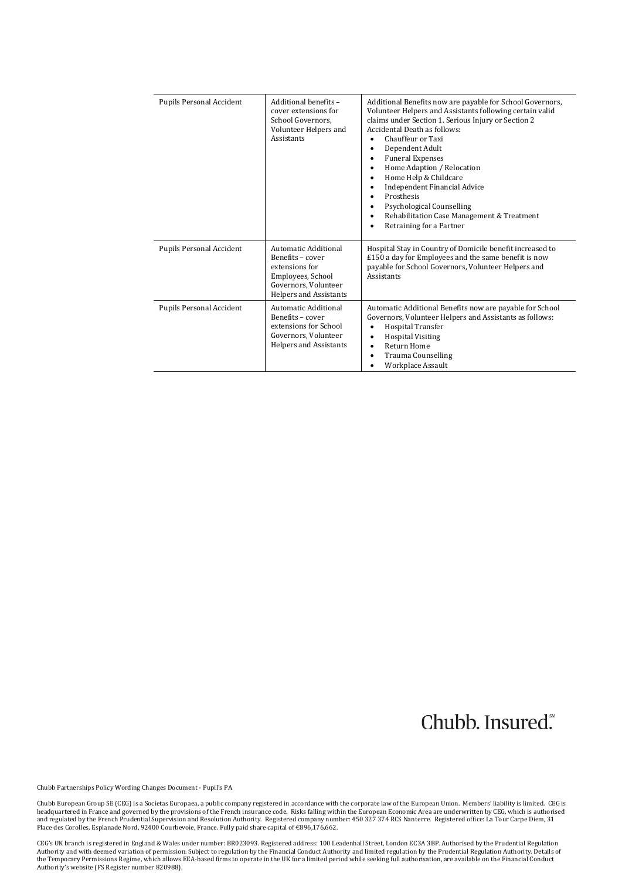| | | |
|---|---|---|
| Pupils Personal Accident | Additional benefits – cover extensions for School Governors, Volunteer Helpers and Assistants | Additional Benefits now are payable for School Governors, Volunteer Helpers and Assistants following certain valid claims under Section 1. Serious Injury or Section 2 Accidental Death as follows:<br>• Chauffeur or Taxi<br>• Dependent Adult<br>• Funeral Expenses<br>• Home Adaption / Relocation<br>• Home Help & Childcare<br>• Independent Financial Advice<br>• Prosthesis<br>• Psychological Counselling<br>• Rehabilitation Case Management & Treatment<br>• Retraining for a Partner |
| Pupils Personal Accident | Automatic Additional Benefits – cover extensions for Employees, School Governors, Volunteer Helpers and Assistants | Hospital Stay in Country of Domicile benefit increased to £150 a day for Employees and the same benefit is now payable for School Governors, Volunteer Helpers and Assistants |
| Pupils Personal Accident | Automatic Additional Benefits – cover extensions for School Governors, Volunteer Helpers and Assistants | Automatic Additional Benefits now are payable for School Governors, Volunteer Helpers and Assistants as follows:<br>• Hospital Transfer<br>• Hospital Visiting<br>• Return Home<br>• Trauma Counselling<br>• Workplace Assault |

Chubb. Insured.[SM]

Chubb Partnerships Policy Wording Changes Document - Pupil's PA

Chubb European Group SE (CEG) is a Societas Europaea, a public company registered in accordance with the corporate law of the European Union. Members' liability is limited. CEG is headquartered in France and governed by the provisions of the French insurance code. Risks falling within the European Economic Area are underwritten by CEG, which is authorised and regulated by the French Prudential Supervision and Resolution Authority. Registered company number: 450 327 374 RCS Nanterre. Registered office: La Tour Carpe Diem, 31 Place des Corolles, Esplanade Nord, 92400 Courbevoie, France. Fully paid share capital of €896,176,662.

CEG's UK branch is registered in England & Wales under number: BR023093. Registered address: 100 Leadenhall Street, London EC3A 3BP. Authorised by the Prudential Regulation Authority and with deemed variation of permission. Subject to regulation by the Financial Conduct Authority and limited regulation by the Prudential Regulation Authority. Details of the Temporary Permissions Regime, which allows EEA-based firms to operate in the UK for a limited period while seeking full authorisation, are available on the Financial Conduct Authority's website (FS Register number 820988).